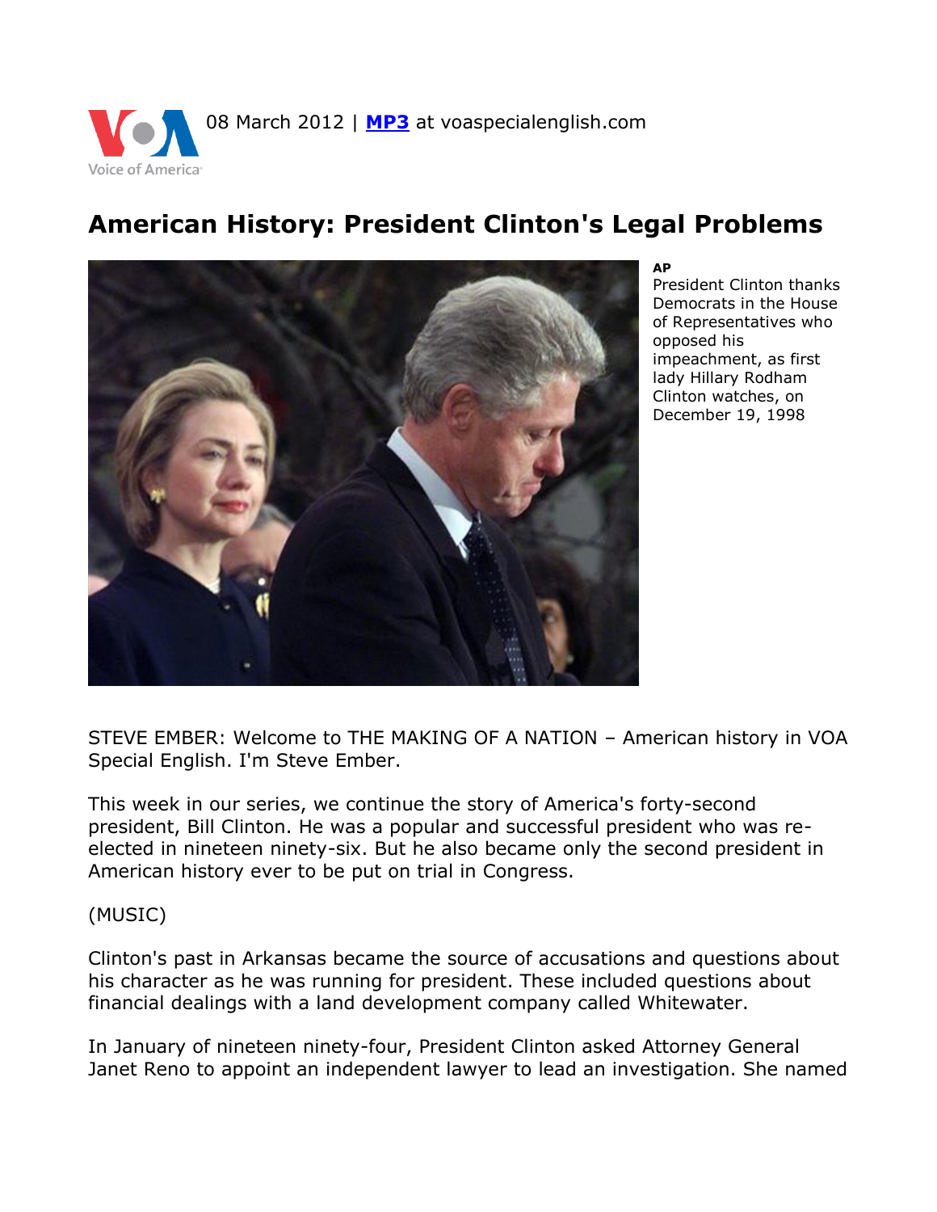08 March 2012 | **MP3** at voaspecialenglish.com

# American History: President Clinton's Legal Problems

**AP**
President Clinton thanks Democrats in the House of Representatives who opposed his impeachment, as first lady Hillary Rodham Clinton watches, on December 19, 1998

STEVE EMBER: Welcome to THE MAKING OF A NATION – American history in VOA Special English. I'm Steve Ember.

This week in our series, we continue the story of America's forty-second president, Bill Clinton. He was a popular and successful president who was re-elected in nineteen ninety-six. But he also became only the second president in American history ever to be put on trial in Congress.

(MUSIC)

Clinton's past in Arkansas became the source of accusations and questions about his character as he was running for president. These included questions about financial dealings with a land development company called Whitewater.

In January of nineteen ninety-four, President Clinton asked Attorney General Janet Reno to appoint an independent lawyer to lead an investigation. She named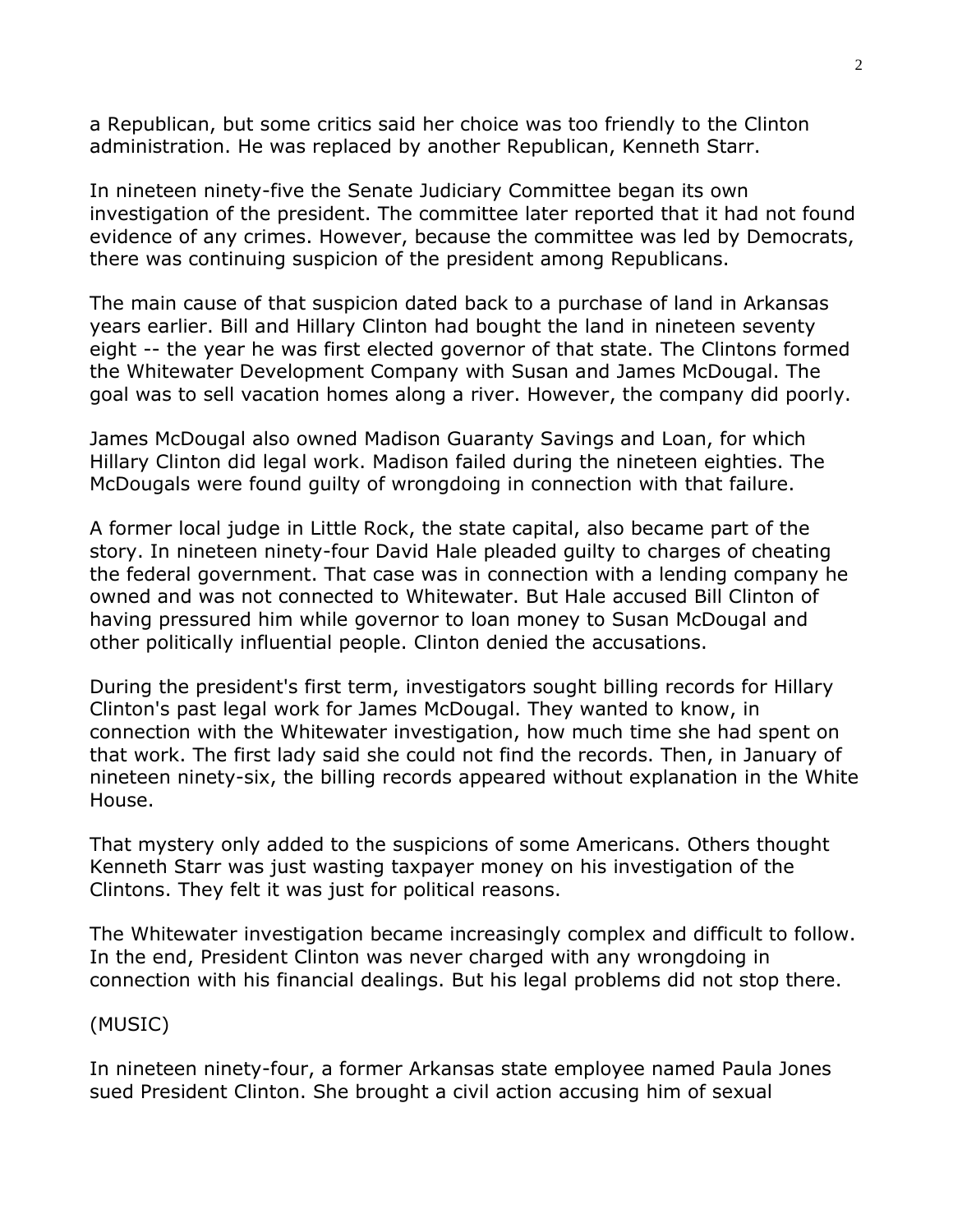a Republican, but some critics said her choice was too friendly to the Clinton administration. He was replaced by another Republican, Kenneth Starr.

In nineteen ninety-five the Senate Judiciary Committee began its own investigation of the president. The committee later reported that it had not found evidence of any crimes. However, because the committee was led by Democrats, there was continuing suspicion of the president among Republicans.

The main cause of that suspicion dated back to a purchase of land in Arkansas years earlier. Bill and Hillary Clinton had bought the land in nineteen seventy eight -- the year he was first elected governor of that state. The Clintons formed the Whitewater Development Company with Susan and James McDougal. The goal was to sell vacation homes along a river. However, the company did poorly.

James McDougal also owned Madison Guaranty Savings and Loan, for which Hillary Clinton did legal work. Madison failed during the nineteen eighties. The McDougals were found guilty of wrongdoing in connection with that failure.

A former local judge in Little Rock, the state capital, also became part of the story. In nineteen ninety-four David Hale pleaded guilty to charges of cheating the federal government. That case was in connection with a lending company he owned and was not connected to Whitewater. But Hale accused Bill Clinton of having pressured him while governor to loan money to Susan McDougal and other politically influential people. Clinton denied the accusations.

During the president's first term, investigators sought billing records for Hillary Clinton's past legal work for James McDougal. They wanted to know, in connection with the Whitewater investigation, how much time she had spent on that work. The first lady said she could not find the records. Then, in January of nineteen ninety-six, the billing records appeared without explanation in the White House.

That mystery only added to the suspicions of some Americans. Others thought Kenneth Starr was just wasting taxpayer money on his investigation of the Clintons. They felt it was just for political reasons.

The Whitewater investigation became increasingly complex and difficult to follow. In the end, President Clinton was never charged with any wrongdoing in connection with his financial dealings. But his legal problems did not stop there.

(MUSIC)

In nineteen ninety-four, a former Arkansas state employee named Paula Jones sued President Clinton. She brought a civil action accusing him of sexual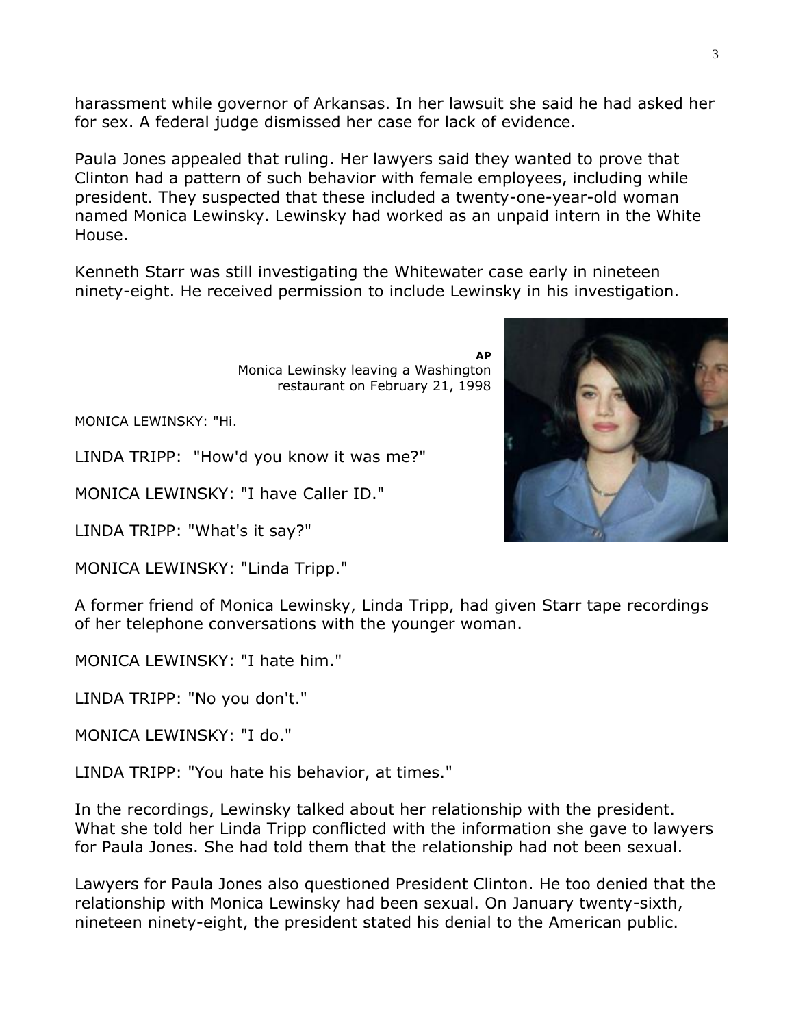harassment while governor of Arkansas. In her lawsuit she said he had asked her for sex. A federal judge dismissed her case for lack of evidence.

Paula Jones appealed that ruling. Her lawyers said they wanted to prove that Clinton had a pattern of such behavior with female employees, including while president. They suspected that these included a twenty-one-year-old woman named Monica Lewinsky. Lewinsky had worked as an unpaid intern in the White House.

Kenneth Starr was still investigating the Whitewater case early in nineteen ninety-eight. He received permission to include Lewinsky in his investigation.

**AP**
Monica Lewinsky leaving a Washington restaurant on February 21, 1998

MONICA LEWINSKY: "Hi.

LINDA TRIPP: "How'd you know it was me?"

MONICA LEWINSKY: "I have Caller ID."

LINDA TRIPP: "What's it say?"

MONICA LEWINSKY: "Linda Tripp."

A former friend of Monica Lewinsky, Linda Tripp, had given Starr tape recordings of her telephone conversations with the younger woman.

MONICA LEWINSKY: "I hate him."

LINDA TRIPP: "No you don't."

MONICA LEWINSKY: "I do."

LINDA TRIPP: "You hate his behavior, at times."

In the recordings, Lewinsky talked about her relationship with the president. What she told her Linda Tripp conflicted with the information she gave to lawyers for Paula Jones. She had told them that the relationship had not been sexual.

Lawyers for Paula Jones also questioned President Clinton. He too denied that the relationship with Monica Lewinsky had been sexual. On January twenty-sixth, nineteen ninety-eight, the president stated his denial to the American public.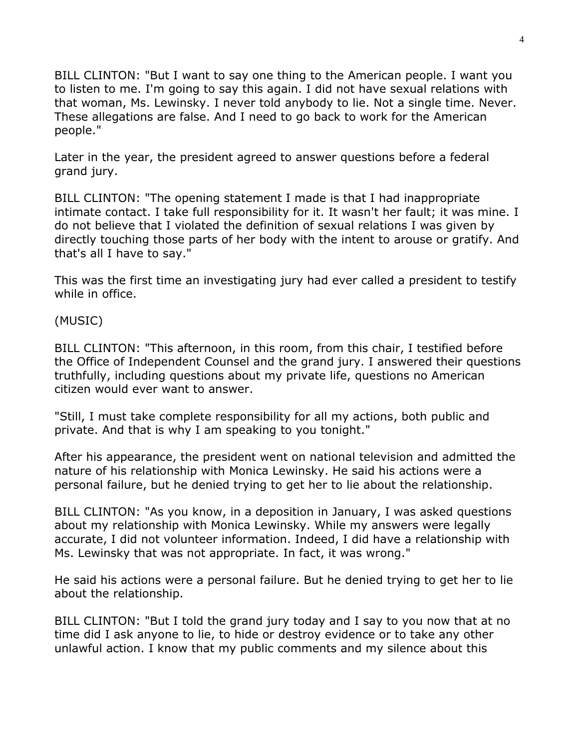BILL CLINTON: "But I want to say one thing to the American people. I want you to listen to me. I'm going to say this again. I did not have sexual relations with that woman, Ms. Lewinsky. I never told anybody to lie. Not a single time. Never. These allegations are false. And I need to go back to work for the American people."

Later in the year, the president agreed to answer questions before a federal grand jury.

BILL CLINTON: "The opening statement I made is that I had inappropriate intimate contact. I take full responsibility for it. It wasn't her fault; it was mine. I do not believe that I violated the definition of sexual relations I was given by directly touching those parts of her body with the intent to arouse or gratify. And that's all I have to say."

This was the first time an investigating jury had ever called a president to testify while in office.

(MUSIC)

BILL CLINTON: "This afternoon, in this room, from this chair, I testified before the Office of Independent Counsel and the grand jury. I answered their questions truthfully, including questions about my private life, questions no American citizen would ever want to answer.

"Still, I must take complete responsibility for all my actions, both public and private. And that is why I am speaking to you tonight."

After his appearance, the president went on national television and admitted the nature of his relationship with Monica Lewinsky. He said his actions were a personal failure, but he denied trying to get her to lie about the relationship.

BILL CLINTON: "As you know, in a deposition in January, I was asked questions about my relationship with Monica Lewinsky. While my answers were legally accurate, I did not volunteer information. Indeed, I did have a relationship with Ms. Lewinsky that was not appropriate. In fact, it was wrong."

He said his actions were a personal failure. But he denied trying to get her to lie about the relationship.

BILL CLINTON: "But I told the grand jury today and I say to you now that at no time did I ask anyone to lie, to hide or destroy evidence or to take any other unlawful action. I know that my public comments and my silence about this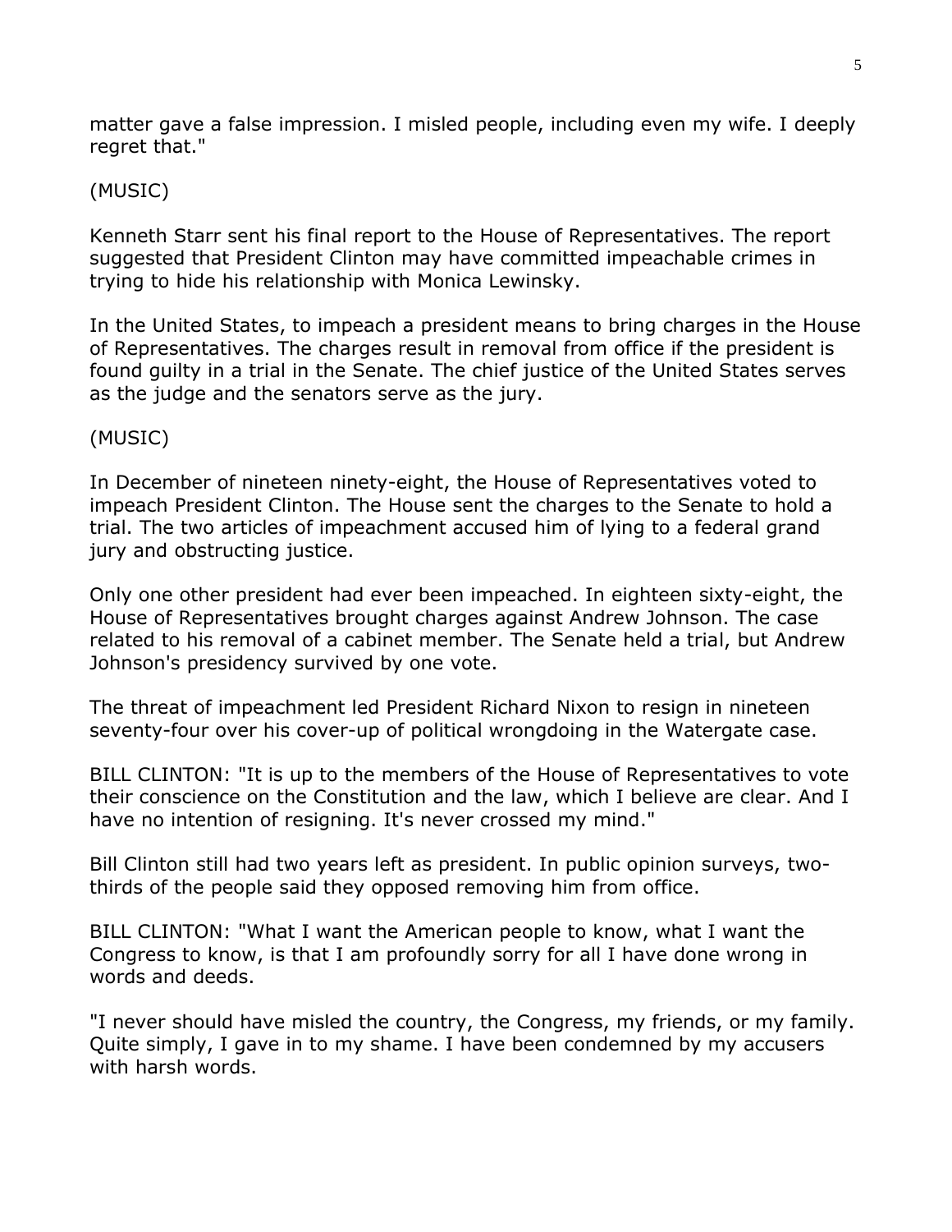matter gave a false impression. I misled people, including even my wife. I deeply regret that."

(MUSIC)

Kenneth Starr sent his final report to the House of Representatives. The report suggested that President Clinton may have committed impeachable crimes in trying to hide his relationship with Monica Lewinsky.

In the United States, to impeach a president means to bring charges in the House of Representatives. The charges result in removal from office if the president is found guilty in a trial in the Senate. The chief justice of the United States serves as the judge and the senators serve as the jury.

(MUSIC)

In December of nineteen ninety-eight, the House of Representatives voted to impeach President Clinton. The House sent the charges to the Senate to hold a trial. The two articles of impeachment accused him of lying to a federal grand jury and obstructing justice.

Only one other president had ever been impeached. In eighteen sixty-eight, the House of Representatives brought charges against Andrew Johnson. The case related to his removal of a cabinet member. The Senate held a trial, but Andrew Johnson's presidency survived by one vote.

The threat of impeachment led President Richard Nixon to resign in nineteen seventy-four over his cover-up of political wrongdoing in the Watergate case.

BILL CLINTON: "It is up to the members of the House of Representatives to vote their conscience on the Constitution and the law, which I believe are clear. And I have no intention of resigning. It's never crossed my mind."

Bill Clinton still had two years left as president. In public opinion surveys, two-thirds of the people said they opposed removing him from office.

BILL CLINTON: "What I want the American people to know, what I want the Congress to know, is that I am profoundly sorry for all I have done wrong in words and deeds.

"I never should have misled the country, the Congress, my friends, or my family. Quite simply, I gave in to my shame. I have been condemned by my accusers with harsh words.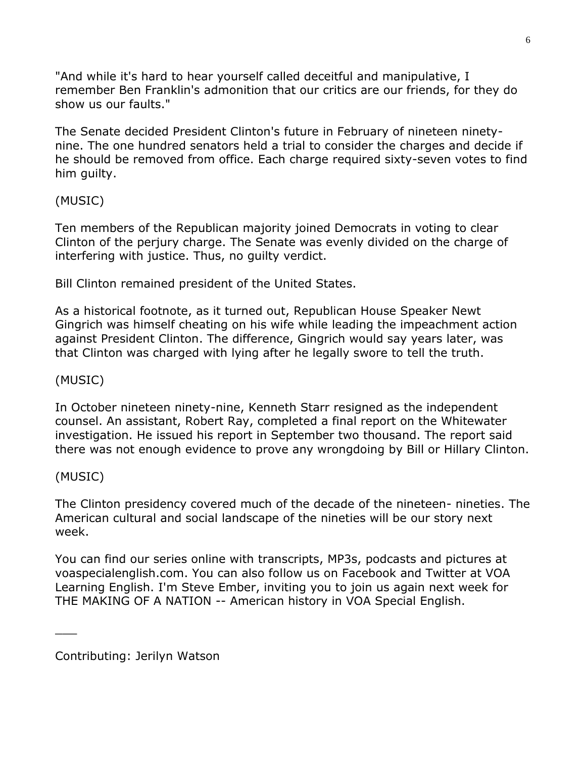"And while it's hard to hear yourself called deceitful and manipulative, I remember Ben Franklin's admonition that our critics are our friends, for they do show us our faults."

The Senate decided President Clinton's future in February of nineteen ninety-nine. The one hundred senators held a trial to consider the charges and decide if he should be removed from office. Each charge required sixty-seven votes to find him guilty.

(MUSIC)

Ten members of the Republican majority joined Democrats in voting to clear Clinton of the perjury charge. The Senate was evenly divided on the charge of interfering with justice. Thus, no guilty verdict.

Bill Clinton remained president of the United States.

As a historical footnote, as it turned out, Republican House Speaker Newt Gingrich was himself cheating on his wife while leading the impeachment action against President Clinton. The difference, Gingrich would say years later, was that Clinton was charged with lying after he legally swore to tell the truth.

(MUSIC)

In October nineteen ninety-nine, Kenneth Starr resigned as the independent counsel. An assistant, Robert Ray, completed a final report on the Whitewater investigation. He issued his report in September two thousand. The report said there was not enough evidence to prove any wrongdoing by Bill or Hillary Clinton.

(MUSIC)

The Clinton presidency covered much of the decade of the nineteen- nineties. The American cultural and social landscape of the nineties will be our story next week.

You can find our series online with transcripts, MP3s, podcasts and pictures at voaspecialenglish.com. You can also follow us on Facebook and Twitter at VOA Learning English. I'm Steve Ember, inviting you to join us again next week for THE MAKING OF A NATION -- American history in VOA Special English.

___

Contributing: Jerilyn Watson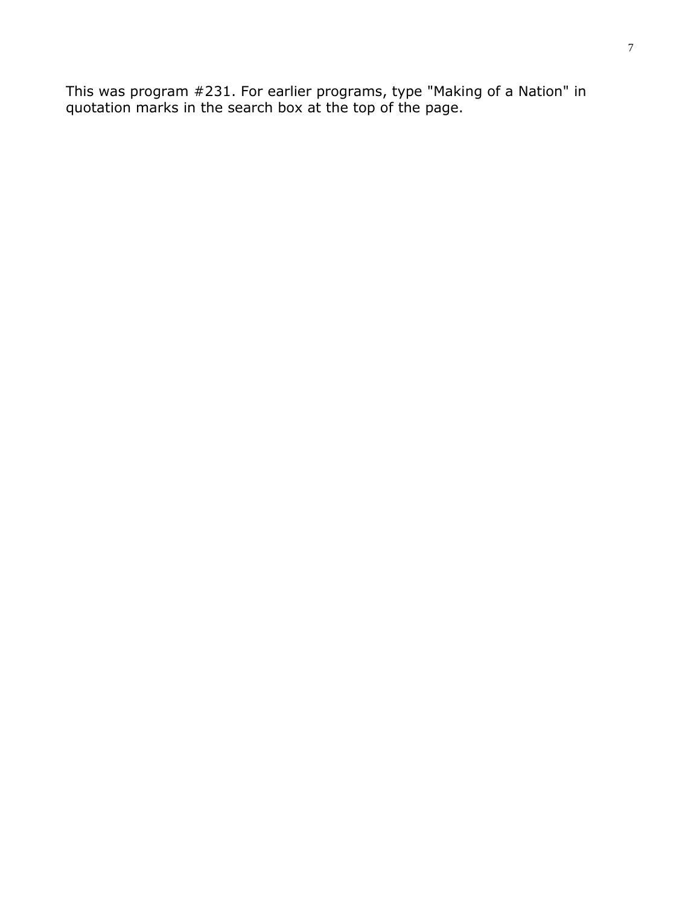This was program #231. For earlier programs, type "Making of a Nation" in quotation marks in the search box at the top of the page.